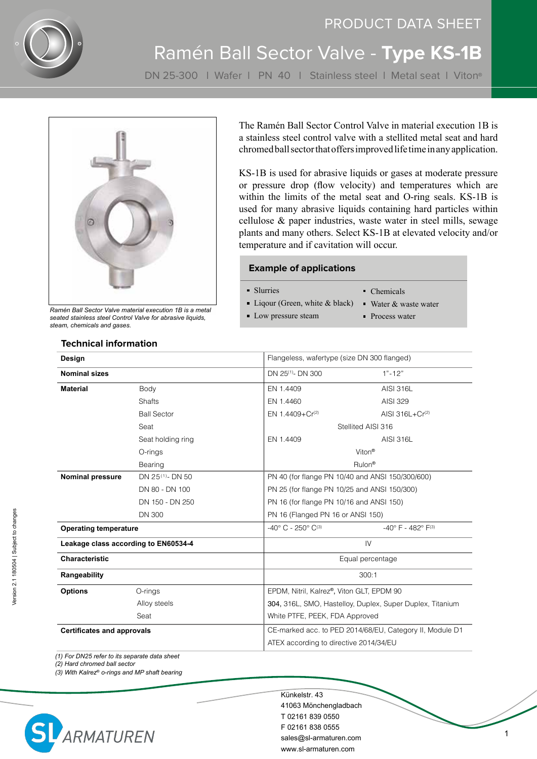PRODUCT DATA SHEET

# Ramén Ball Sector Valve - **Type KS-1B**

DN 25-300 | Wafer | PN 40 | Stainless steel | Metal seat | Viton®

*Ramén Ball Sector Valve material execution 1B is a metal seated stainless steel Control Valve for abrasive liquids, steam, chemicals and gases.*

The Ramén Ball Sector Control Valve in material execution 1B is a stainless steel control valve with a stellited metal seat and hard chromed ball sector that offers improved life time in any application.

KS-1B is used for abrasive liquids or gases at moderate pressure or pressure drop (flow velocity) and temperatures which are within the limits of the metal seat and O-ring seals. KS-1B is used for many abrasive liquids containing hard particles within cellulose & paper industries, waste water in steel mills, sewage plants and many others. Select KS-1B at elevated velocity and/or temperature and if cavitation will occur.

## Example of applications

- Slurries
- Liqour (Green, white & black)
- Low pressure steam
- Chemicals
- Water & waste water
- Process water

## Technical information

| | | | |
|---|---|---|---|
| **Design** | | Flangeless, wafertype (size DN 300 flanged) | |
| **Nominal sizes** | | DN 25[1]- DN 300 | 1"-12" |
| **Material** | Body | EN 1.4409 | AISI 316L |
| | Shafts | EN 1.4460 | AISI 329 |
| | Ball Sector | EN 1.4409+Cr[2] | AISI 316L+Cr[2] |
| | Seat | Stellited AISI 316 | |
| | Seat holding ring | EN 1.4409 | AISI 316L |
| | O-rings | Viton® | |
| | Bearing | Rulon® | |
| **Nominal pressure** | DN 25[1]- DN 50 | PN 40 (for flange PN 10/40 and ANSI 150/300/600) | |
| | DN 80 - DN 100 | PN 25 (for flange PN 10/25 and ANSI 150/300) | |
| | DN 150 - DN 250 | PN 16 (for flange PN 10/16 and ANSI 150) | |
| | DN 300 | PN 16 (Flanged PN 16 or ANSI 150) | |
| **Operating temperature** | | -40° C - 250° C[3] | -40° F - 482° F[3] |
| **Leakage class according to EN60534-4** | | IV | |
| **Characteristic** | | Equal percentage | |
| **Rangeability** | | 300:1 | |
| **Options** | O-rings | EPDM, Nitril, Kalrez®, Viton GLT, EPDM 90 | |
| | Alloy steels | 304, 316L, SMO, Hastelloy, Duplex, Super Duplex, Titanium | |
| | Seat | White PTFE, PEEK, FDA Approved | |
| **Certificates and approvals** | | CE-marked acc. to PED 2014/68/EU, Category II, Module D1 | |
| | | ATEX according to directive 2014/34/EU | |

*(1) For DN25 refer to its separate data sheet*
*(2) Hard chromed ball sector*
*(3) With Kalrez® o-rings and MP shaft bearing*

Version 2.1 180504 | Subject to changes

SL ARMATUREN

Künkelstr. 43
41063 Mönchengladbach
T 02161 839 0550
F 02161 838 0555
sales@sl-armaturen.com
www.sl-armaturen.com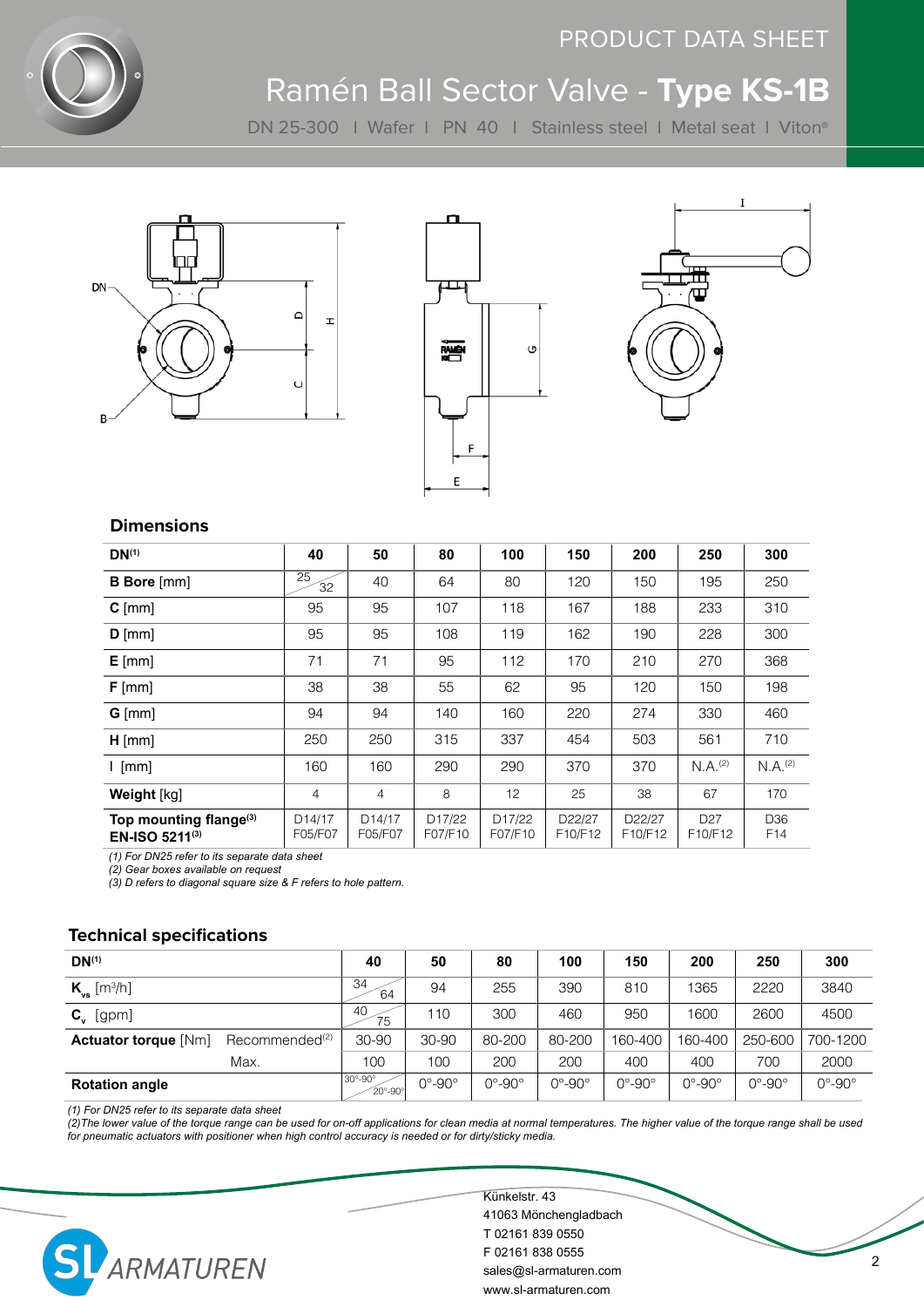# PRODUCT DATA SHEET

# Ramén Ball Sector Valve - **Type KS-1B**

DN 25-300 | Wafer | PN 40 | Stainless steel | Metal seat | Viton®

## Dimensions

| DN[1] | 40 | 50 | 80 | 100 | 150 | 200 | 250 | 300 |
|---|---|---|---|---|---|---|---|---|
| **B** Bore [mm] | 25 / 32 | 40 | 64 | 80 | 120 | 150 | 195 | 250 |
| **C** [mm] | 95 | 95 | 107 | 118 | 167 | 188 | 233 | 310 |
| **D** [mm] | 95 | 95 | 108 | 119 | 162 | 190 | 228 | 300 |
| **E** [mm] | 71 | 71 | 95 | 112 | 170 | 210 | 270 | 368 |
| **F** [mm] | 38 | 38 | 55 | 62 | 95 | 120 | 150 | 198 |
| **G** [mm] | 94 | 94 | 140 | 160 | 220 | 274 | 330 | 460 |
| **H** [mm] | 250 | 250 | 315 | 337 | 454 | 503 | 561 | 710 |
| I [mm] | 160 | 160 | 290 | 290 | 370 | 370 | N.A.[2] | N.A.[2] |
| **Weight** [kg] | 4 | 4 | 8 | 12 | 25 | 38 | 67 | 170 |
| **Top mounting flange[3] EN-ISO 5211[3]** | D14/17 F05/F07 | D14/17 F05/F07 | D17/22 F07/F10 | D17/22 F07/F10 | D22/27 F10/F12 | D22/27 F10/F12 | D27 F10/F12 | D36 F14 |

*(1) For DN25 refer to its separate data sheet*
*(2) Gear boxes available on request*
*(3) D refers to diagonal square size & F refers to hole pattern.*

## Technical specifications

| DN[1] | | 40 | 50 | 80 | 100 | 150 | 200 | 250 | 300 |
|---|---|---|---|---|---|---|---|---|---|
| $K_{vs}$ [m³/h] | | 34 / 64 | 94 | 255 | 390 | 810 | 1365 | 2220 | 3840 |
| $C_v$ [gpm] | | 40 / 75 | 110 | 300 | 460 | 950 | 1600 | 2600 | 4500 |
| **Actuator torque** [Nm] | Recommended[2] | 30-90 | 30-90 | 80-200 | 80-200 | 160-400 | 160-400 | 250-600 | 700-1200 |
| | Max. | 100 | 100 | 200 | 200 | 400 | 400 | 700 | 2000 |
| **Rotation angle** | | 30°-90° / 20°-90° | 0°-90° | 0°-90° | 0°-90° | 0°-90° | 0°-90° | 0°-90° | 0°-90° |

*(1) For DN25 refer to its separate data sheet*
*(2) The lower value of the torque range can be used for on-off applications for clean media at normal temperatures. The higher value of the torque range shall be used for pneumatic actuators with positioner when high control accuracy is needed or for dirty/sticky media.*

SL ARMATUREN

Künkelstr. 43
41063 Mönchengladbach
T 02161 839 0550
F 02161 838 0555
sales@sl-armaturen.com
www.sl-armaturen.com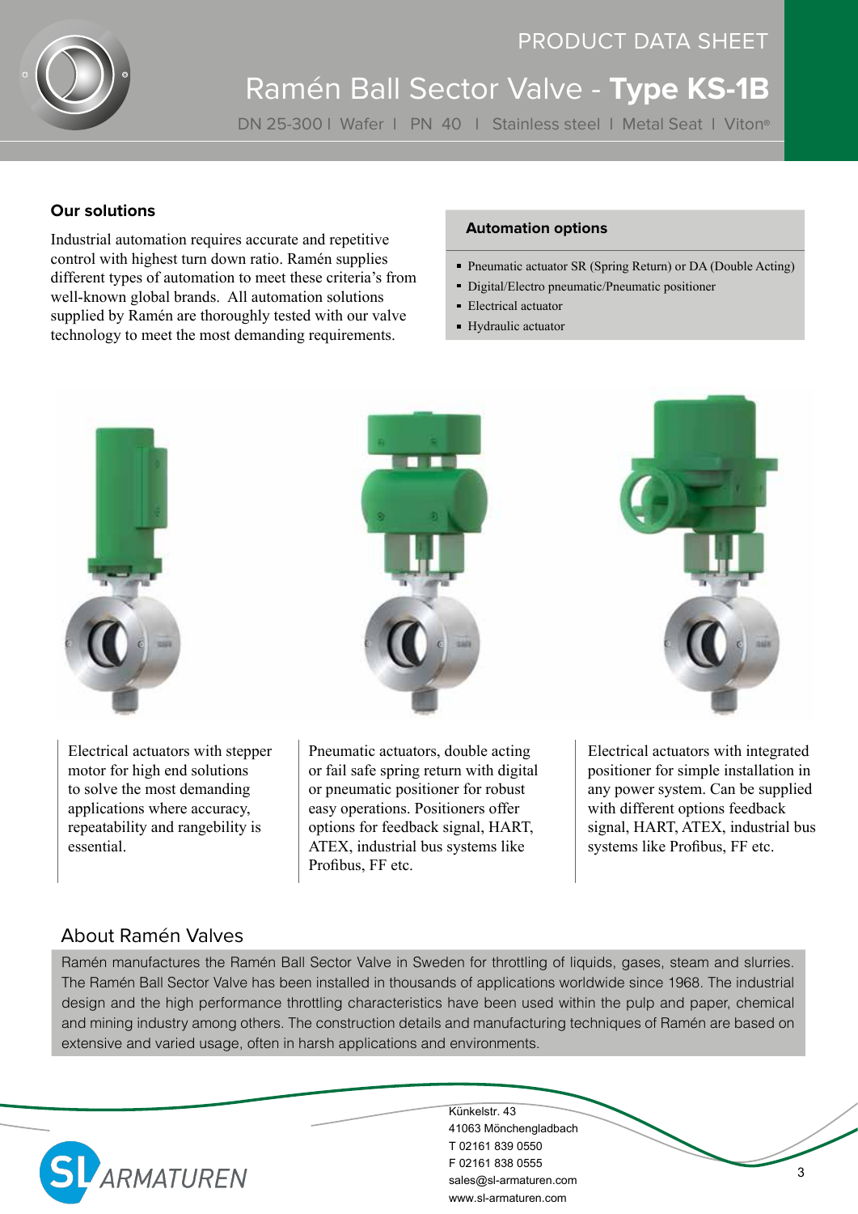PRODUCT DATA SHEET

# Ramén Ball Sector Valve - **Type KS-1B**

DN 25-300 I Wafer I PN 40 I Stainless steel I Metal Seat I Viton®

## Our solutions

Industrial automation requires accurate and repetitive control with highest turn down ratio. Ramén supplies different types of automation to meet these criteria's from well-known global brands. All automation solutions supplied by Ramén are thoroughly tested with our valve technology to meet the most demanding requirements.

### Automation options

- Pneumatic actuator SR (Spring Return) or DA (Double Acting)
- Digital/Electro pneumatic/Pneumatic positioner
- Electrical actuator
- Hydraulic actuator

Electrical actuators with stepper motor for high end solutions to solve the most demanding applications where accuracy, repeatability and rangebility is essential.

Pneumatic actuators, double acting or fail safe spring return with digital or pneumatic positioner for robust easy operations. Positioners offer options for feedback signal, HART, ATEX, industrial bus systems like Profibus, FF etc.

Electrical actuators with integrated positioner for simple installation in any power system. Can be supplied with different options feedback signal, HART, ATEX, industrial bus systems like Profibus, FF etc.

## About Ramén Valves

Ramén manufactures the Ramén Ball Sector Valve in Sweden for throttling of liquids, gases, steam and slurries. The Ramén Ball Sector Valve has been installed in thousands of applications worldwide since 1968. The industrial design and the high performance throttling characteristics have been used within the pulp and paper, chemical and mining industry among others. The construction details and manufacturing techniques of Ramén are based on extensive and varied usage, often in harsh applications and environments.

SL ARMATUREN

Künkelstr. 43
41063 Mönchengladbach
T 02161 839 0550
F 02161 838 0555
sales@sl-armaturen.com
www.sl-armaturen.com